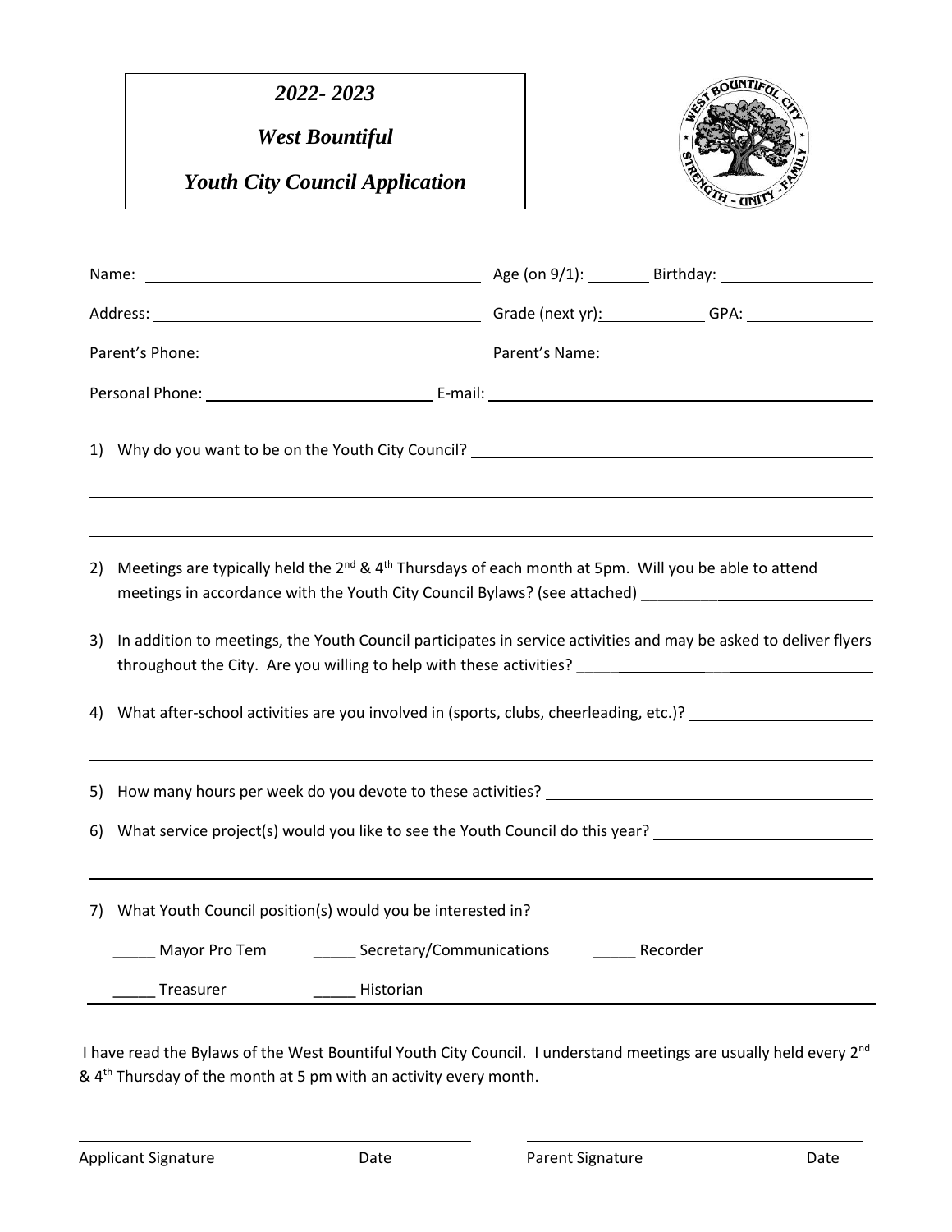# *2022- 2023*

# *West Bountiful*

# *Youth City Council Application*

Name: ______________________________ Age (on 9/1): ________ Birthday: ______________

Address: ______________________________ Grade (next yr): ____________ GPA: ____________

Parent's Phone: ______________________________ Parent's Name: ______________________________

Personal Phone: ______________________ E-mail: ______________________________________

1) Why do you want to be on the Youth City Council? ______________________________________

_______________________________________________________________________________

_______________________________________________________________________________

2) Meetings are typically held the 2nd & 4th Thursdays of each month at 5pm. Will you be able to attend meetings in accordance with the Youth City Council Bylaws? (see attached) ____________________________

3) In addition to meetings, the Youth Council participates in service activities and may be asked to deliver flyers throughout the City. Are you willing to help with these activities? ______________________________

4) What after-school activities are you involved in (sports, clubs, cheerleading, etc.)? ______________________

_______________________________________________________________________________

5) How many hours per week do you devote to these activities? ______________________________

6) What service project(s) would you like to see the Youth Council do this year? ______________________

_______________________________________________________________________________

7) What Youth Council position(s) would you be interested in?

_____ Mayor Pro Tem  _____ Secretary/Communications  _____ Recorder

_____ Treasurer  _____ Historian

I have read the Bylaws of the West Bountiful Youth City Council. I understand meetings are usually held every 2nd & 4th Thursday of the month at 5 pm with an activity every month.

______________________________  ______________________________

Applicant Signature  Date  Parent Signature  Date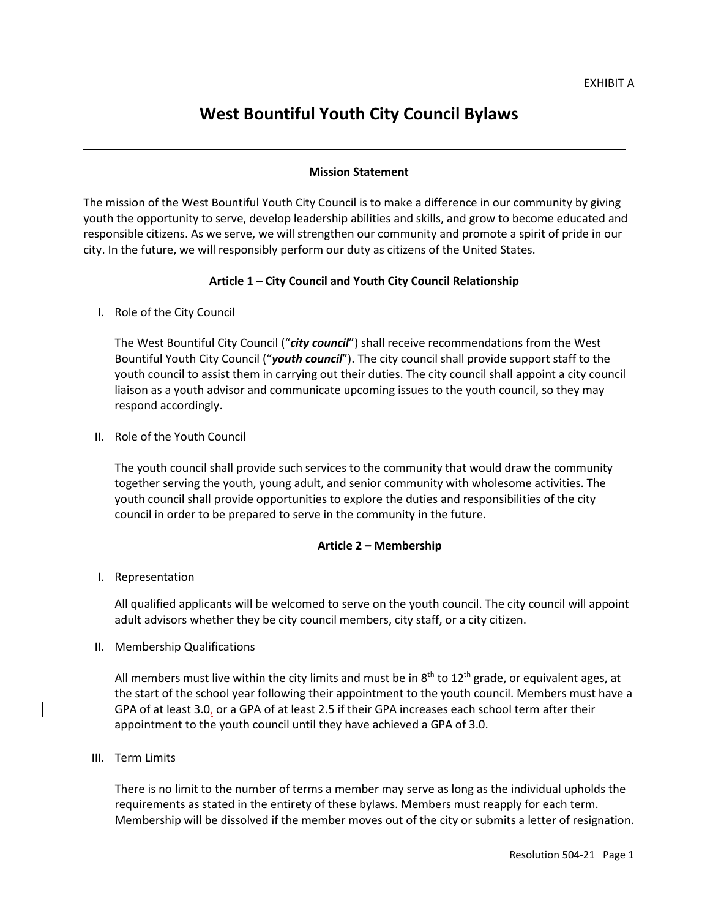EXHIBIT A

# West Bountiful Youth City Council Bylaws

---

**Mission Statement**

The mission of the West Bountiful Youth City Council is to make a difference in our community by giving youth the opportunity to serve, develop leadership abilities and skills, and grow to become educated and responsible citizens. As we serve, we will strengthen our community and promote a spirit of pride in our city. In the future, we will responsibly perform our duty as citizens of the United States.

**Article 1 – City Council and Youth City Council Relationship**

I. Role of the City Council

The West Bountiful City Council ("***city council***") shall receive recommendations from the West Bountiful Youth City Council ("***youth council***"). The city council shall provide support staff to the youth council to assist them in carrying out their duties. The city council shall appoint a city council liaison as a youth advisor and communicate upcoming issues to the youth council, so they may respond accordingly.

II. Role of the Youth Council

The youth council shall provide such services to the community that would draw the community together serving the youth, young adult, and senior community with wholesome activities. The youth council shall provide opportunities to explore the duties and responsibilities of the city council in order to be prepared to serve in the community in the future.

**Article 2 – Membership**

I. Representation

All qualified applicants will be welcomed to serve on the youth council. The city council will appoint adult advisors whether they be city council members, city staff, or a city citizen.

II. Membership Qualifications

All members must live within the city limits and must be in 8th to 12th grade, or equivalent ages, at the start of the school year following their appointment to the youth council. Members must have a GPA of at least 3.0, or a GPA of at least 2.5 if their GPA increases each school term after their appointment to the youth council until they have achieved a GPA of 3.0.

III. Term Limits

There is no limit to the number of terms a member may serve as long as the individual upholds the requirements as stated in the entirety of these bylaws. Members must reapply for each term. Membership will be dissolved if the member moves out of the city or submits a letter of resignation.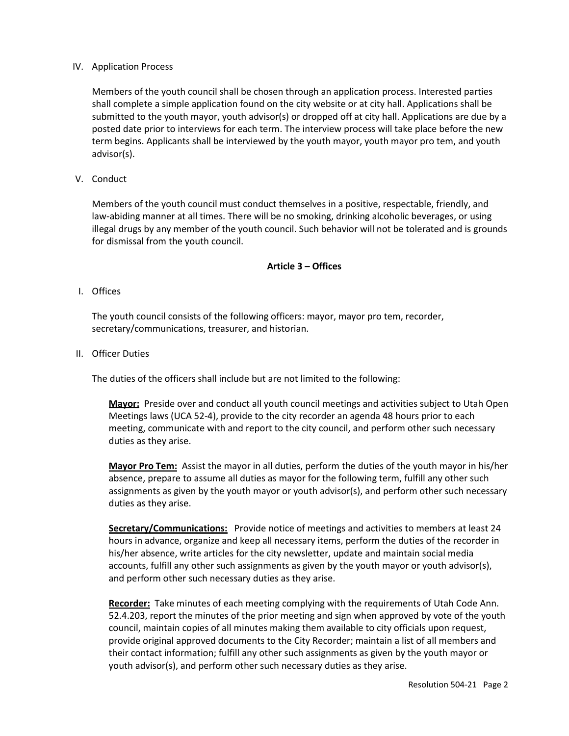IV. Application Process

Members of the youth council shall be chosen through an application process. Interested parties shall complete a simple application found on the city website or at city hall. Applications shall be submitted to the youth mayor, youth advisor(s) or dropped off at city hall. Applications are due by a posted date prior to interviews for each term. The interview process will take place before the new term begins. Applicants shall be interviewed by the youth mayor, youth mayor pro tem, and youth advisor(s).

V. Conduct

Members of the youth council must conduct themselves in a positive, respectable, friendly, and law-abiding manner at all times. There will be no smoking, drinking alcoholic beverages, or using illegal drugs by any member of the youth council. Such behavior will not be tolerated and is grounds for dismissal from the youth council.

## Article 3 – Offices

I. Offices

The youth council consists of the following officers: mayor, mayor pro tem, recorder, secretary/communications, treasurer, and historian.

II. Officer Duties

The duties of the officers shall include but are not limited to the following:

**Mayor:** Preside over and conduct all youth council meetings and activities subject to Utah Open Meetings laws (UCA 52-4), provide to the city recorder an agenda 48 hours prior to each meeting, communicate with and report to the city council, and perform other such necessary duties as they arise.

**Mayor Pro Tem:** Assist the mayor in all duties, perform the duties of the youth mayor in his/her absence, prepare to assume all duties as mayor for the following term, fulfill any other such assignments as given by the youth mayor or youth advisor(s), and perform other such necessary duties as they arise.

**Secretary/Communications:** Provide notice of meetings and activities to members at least 24 hours in advance, organize and keep all necessary items, perform the duties of the recorder in his/her absence, write articles for the city newsletter, update and maintain social media accounts, fulfill any other such assignments as given by the youth mayor or youth advisor(s), and perform other such necessary duties as they arise.

**Recorder:** Take minutes of each meeting complying with the requirements of Utah Code Ann. 52.4.203, report the minutes of the prior meeting and sign when approved by vote of the youth council, maintain copies of all minutes making them available to city officials upon request, provide original approved documents to the City Recorder; maintain a list of all members and their contact information; fulfill any other such assignments as given by the youth mayor or youth advisor(s), and perform other such necessary duties as they arise.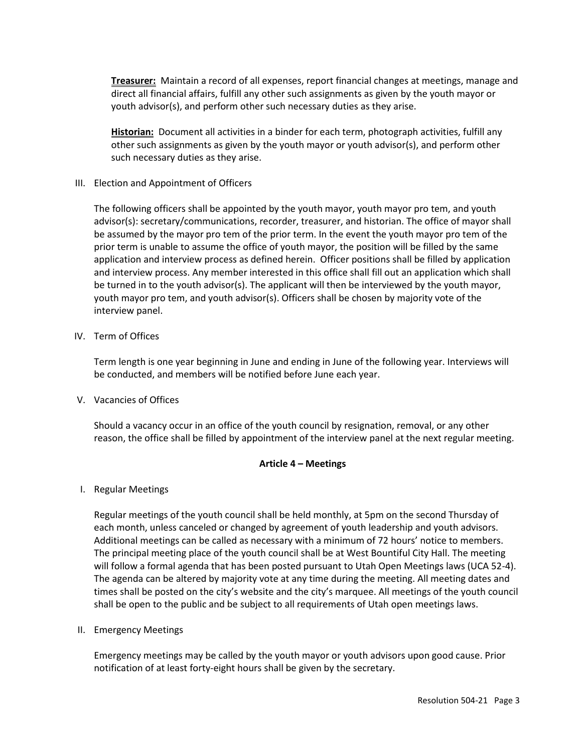**Treasurer:** Maintain a record of all expenses, report financial changes at meetings, manage and direct all financial affairs, fulfill any other such assignments as given by the youth mayor or youth advisor(s), and perform other such necessary duties as they arise.

**Historian:** Document all activities in a binder for each term, photograph activities, fulfill any other such assignments as given by the youth mayor or youth advisor(s), and perform other such necessary duties as they arise.

III. Election and Appointment of Officers

The following officers shall be appointed by the youth mayor, youth mayor pro tem, and youth advisor(s): secretary/communications, recorder, treasurer, and historian. The office of mayor shall be assumed by the mayor pro tem of the prior term. In the event the youth mayor pro tem of the prior term is unable to assume the office of youth mayor, the position will be filled by the same application and interview process as defined herein. Officer positions shall be filled by application and interview process. Any member interested in this office shall fill out an application which shall be turned in to the youth advisor(s). The applicant will then be interviewed by the youth mayor, youth mayor pro tem, and youth advisor(s). Officers shall be chosen by majority vote of the interview panel.

IV. Term of Offices

Term length is one year beginning in June and ending in June of the following year. Interviews will be conducted, and members will be notified before June each year.

V. Vacancies of Offices

Should a vacancy occur in an office of the youth council by resignation, removal, or any other reason, the office shall be filled by appointment of the interview panel at the next regular meeting.

## Article 4 – Meetings

I. Regular Meetings

Regular meetings of the youth council shall be held monthly, at 5pm on the second Thursday of each month, unless canceled or changed by agreement of youth leadership and youth advisors. Additional meetings can be called as necessary with a minimum of 72 hours' notice to members. The principal meeting place of the youth council shall be at West Bountiful City Hall. The meeting will follow a formal agenda that has been posted pursuant to Utah Open Meetings laws (UCA 52-4). The agenda can be altered by majority vote at any time during the meeting. All meeting dates and times shall be posted on the city's website and the city's marquee. All meetings of the youth council shall be open to the public and be subject to all requirements of Utah open meetings laws.

II. Emergency Meetings

Emergency meetings may be called by the youth mayor or youth advisors upon good cause. Prior notification of at least forty-eight hours shall be given by the secretary.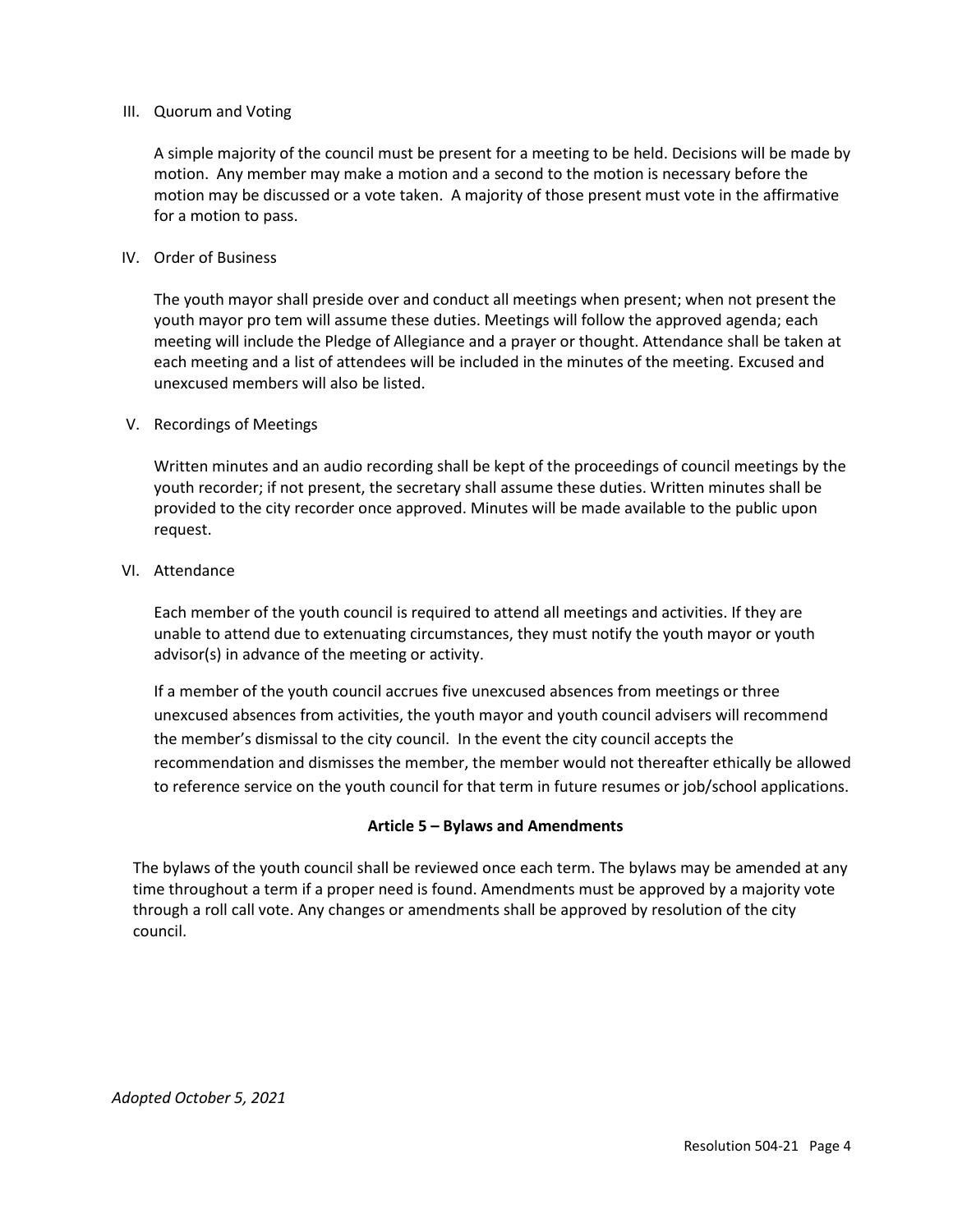III. Quorum and Voting

A simple majority of the council must be present for a meeting to be held. Decisions will be made by motion. Any member may make a motion and a second to the motion is necessary before the motion may be discussed or a vote taken. A majority of those present must vote in the affirmative for a motion to pass.

IV. Order of Business

The youth mayor shall preside over and conduct all meetings when present; when not present the youth mayor pro tem will assume these duties. Meetings will follow the approved agenda; each meeting will include the Pledge of Allegiance and a prayer or thought. Attendance shall be taken at each meeting and a list of attendees will be included in the minutes of the meeting. Excused and unexcused members will also be listed.

V. Recordings of Meetings

Written minutes and an audio recording shall be kept of the proceedings of council meetings by the youth recorder; if not present, the secretary shall assume these duties. Written minutes shall be provided to the city recorder once approved. Minutes will be made available to the public upon request.

VI. Attendance

Each member of the youth council is required to attend all meetings and activities. If they are unable to attend due to extenuating circumstances, they must notify the youth mayor or youth advisor(s) in advance of the meeting or activity.

If a member of the youth council accrues five unexcused absences from meetings or three unexcused absences from activities, the youth mayor and youth council advisers will recommend the member's dismissal to the city council. In the event the city council accepts the recommendation and dismisses the member, the member would not thereafter ethically be allowed to reference service on the youth council for that term in future resumes or job/school applications.

**Article 5 – Bylaws and Amendments**

The bylaws of the youth council shall be reviewed once each term. The bylaws may be amended at any time throughout a term if a proper need is found. Amendments must be approved by a majority vote through a roll call vote. Any changes or amendments shall be approved by resolution of the city council.

*Adopted October 5, 2021*

Resolution 504-21